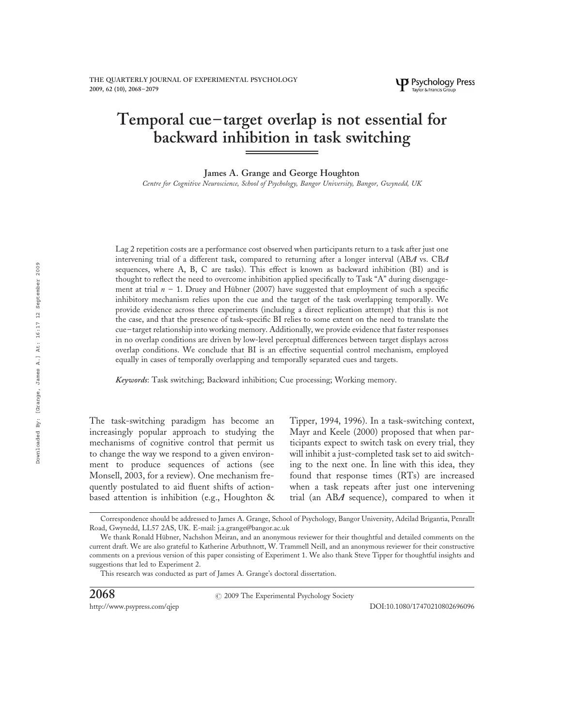# Temporal cue–target overlap is not essential for backward inhibition in task switching

**James A. Grange and George Houghton**

*Centre for Cognitive Neuroscience, School of Psychology, Bangor University, Bangor, Gwynedd, UK*

Lag 2 repetition costs are a performance cost observed when participants return to a task after just one intervening trial of a different task, compared to returning after a longer interval (AB*A* vs. CB*A* sequences, where A, B, C are tasks). This effect is known as backward inhibition (BI) and is thought to reflect the need to overcome inhibition applied specifically to Task "A" during disengagement at trial $n - 1$. Druey and Hübner (2007) have suggested that employment of such a specific inhibitory mechanism relies upon the cue and the target of the task overlapping temporally. We provide evidence across three experiments (including a direct replication attempt) that this is not the case, and that the presence of task-specific BI relies to some extent on the need to translate the cue–target relationship into working memory. Additionally, we provide evidence that faster responses in no overlap conditions are driven by low-level perceptual differences between target displays across overlap conditions. We conclude that BI is an effective sequential control mechanism, employed equally in cases of temporally overlapping and temporally separated cues and targets.

*Keywords*: Task switching; Backward inhibition; Cue processing; Working memory.

The task-switching paradigm has become an increasingly popular approach to studying the mechanisms of cognitive control that permit us to change the way we respond to a given environment to produce sequences of actions (see Monsell, 2003, for a review). One mechanism frequently postulated to aid fluent shifts of action-based attention is inhibition (e.g., Houghton & Tipper, 1994, 1996). In a task-switching context, Mayr and Keele (2000) proposed that when participants expect to switch task on every trial, they will inhibit a just-completed task set to aid switching to the next one. In line with this idea, they found that response times (RTs) are increased when a task repeats after just one intervening trial (an AB*A* sequence), compared to when it

Correspondence should be addressed to James A. Grange, School of Psychology, Bangor University, Adeilad Brigantia, Penrallt Road, Gwynedd, LL57 2AS, UK. E-mail: j.a.grange@bangor.ac.uk

We thank Ronald Hübner, Nachshon Meiran, and an anonymous reviewer for their thoughtful and detailed comments on the current draft. We are also grateful to Katherine Arbuthnott, W. Trammell Neill, and an anonymous reviewer for their constructive comments on a previous version of this paper consisting of Experiment 1. We also thank Steve Tipper for thoughtful insights and suggestions that led to Experiment 2.

This research was conducted as part of James A. Grange's doctoral dissertation.

© 2009 The Experimental Psychology Society

http://www.psypress.com/qjep DOI:10.1080/17470210802696096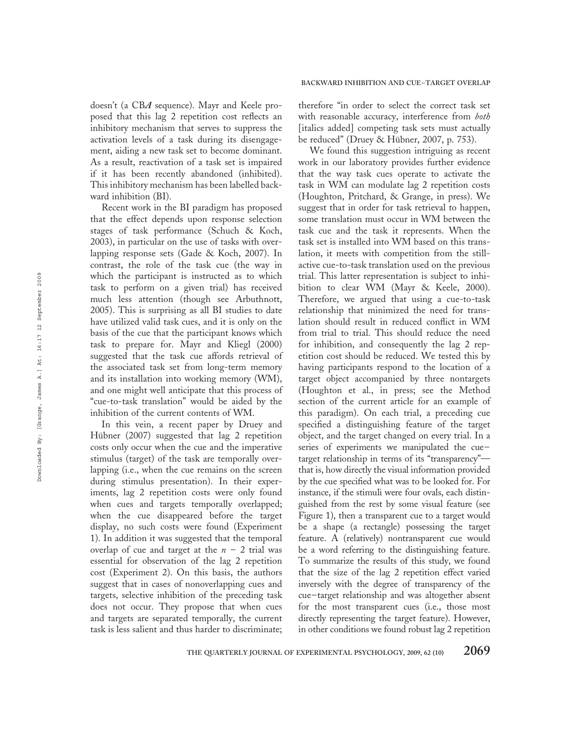doesn't (a CB*A* sequence). Mayr and Keele proposed that this lag 2 repetition cost reflects an inhibitory mechanism that serves to suppress the activation levels of a task during its disengagement, aiding a new task set to become dominant. As a result, reactivation of a task set is impaired if it has been recently abandoned (inhibited). This inhibitory mechanism has been labelled backward inhibition (BI).

Recent work in the BI paradigm has proposed that the effect depends upon response selection stages of task performance (Schuch & Koch, 2003), in particular on the use of tasks with overlapping response sets (Gade & Koch, 2007). In contrast, the role of the task cue (the way in which the participant is instructed as to which task to perform on a given trial) has received much less attention (though see Arbuthnott, 2005). This is surprising as all BI studies to date have utilized valid task cues, and it is only on the basis of the cue that the participant knows which task to prepare for. Mayr and Kliegl (2000) suggested that the task cue affords retrieval of the associated task set from long-term memory and its installation into working memory (WM), and one might well anticipate that this process of "cue-to-task translation" would be aided by the inhibition of the current contents of WM.

In this vein, a recent paper by Druey and Hübner (2007) suggested that lag 2 repetition costs only occur when the cue and the imperative stimulus (target) of the task are temporally overlapping (i.e., when the cue remains on the screen during stimulus presentation). In their experiments, lag 2 repetition costs were only found when cues and targets temporally overlapped; when the cue disappeared before the target display, no such costs were found (Experiment 1). In addition it was suggested that the temporal overlap of cue and target at the $n - 2$ trial was essential for observation of the lag 2 repetition cost (Experiment 2). On this basis, the authors suggest that in cases of nonoverlapping cues and targets, selective inhibition of the preceding task does not occur. They propose that when cues and targets are separated temporally, the current task is less salient and thus harder to discriminate; therefore "in order to select the correct task set with reasonable accuracy, interference from *both* [italics added] competing task sets must actually be reduced" (Druey & Hübner, 2007, p. 753).

We found this suggestion intriguing as recent work in our laboratory provides further evidence that the way task cues operate to activate the task in WM can modulate lag 2 repetition costs (Houghton, Pritchard, & Grange, in press). We suggest that in order for task retrieval to happen, some translation must occur in WM between the task cue and the task it represents. When the task set is installed into WM based on this translation, it meets with competition from the still-active cue-to-task translation used on the previous trial. This latter representation is subject to inhibition to clear WM (Mayr & Keele, 2000). Therefore, we argued that using a cue-to-task relationship that minimized the need for translation should result in reduced conflict in WM from trial to trial. This should reduce the need for inhibition, and consequently the lag 2 repetition cost should be reduced. We tested this by having participants respond to the location of a target object accompanied by three nontargets (Houghton et al., in press; see the Method section of the current article for an example of this paradigm). On each trial, a preceding cue specified a distinguishing feature of the target object, and the target changed on every trial. In a series of experiments we manipulated the cue–target relationship in terms of its "transparency"—that is, how directly the visual information provided by the cue specified what was to be looked for. For instance, if the stimuli were four ovals, each distinguished from the rest by some visual feature (see Figure 1), then a transparent cue to a target would be a shape (a rectangle) possessing the target feature. A (relatively) nontransparent cue would be a word referring to the distinguishing feature. To summarize the results of this study, we found that the size of the lag 2 repetition effect varied inversely with the degree of transparency of the cue–target relationship and was altogether absent for the most transparent cues (i.e., those most directly representing the target feature). However, in other conditions we found robust lag 2 repetition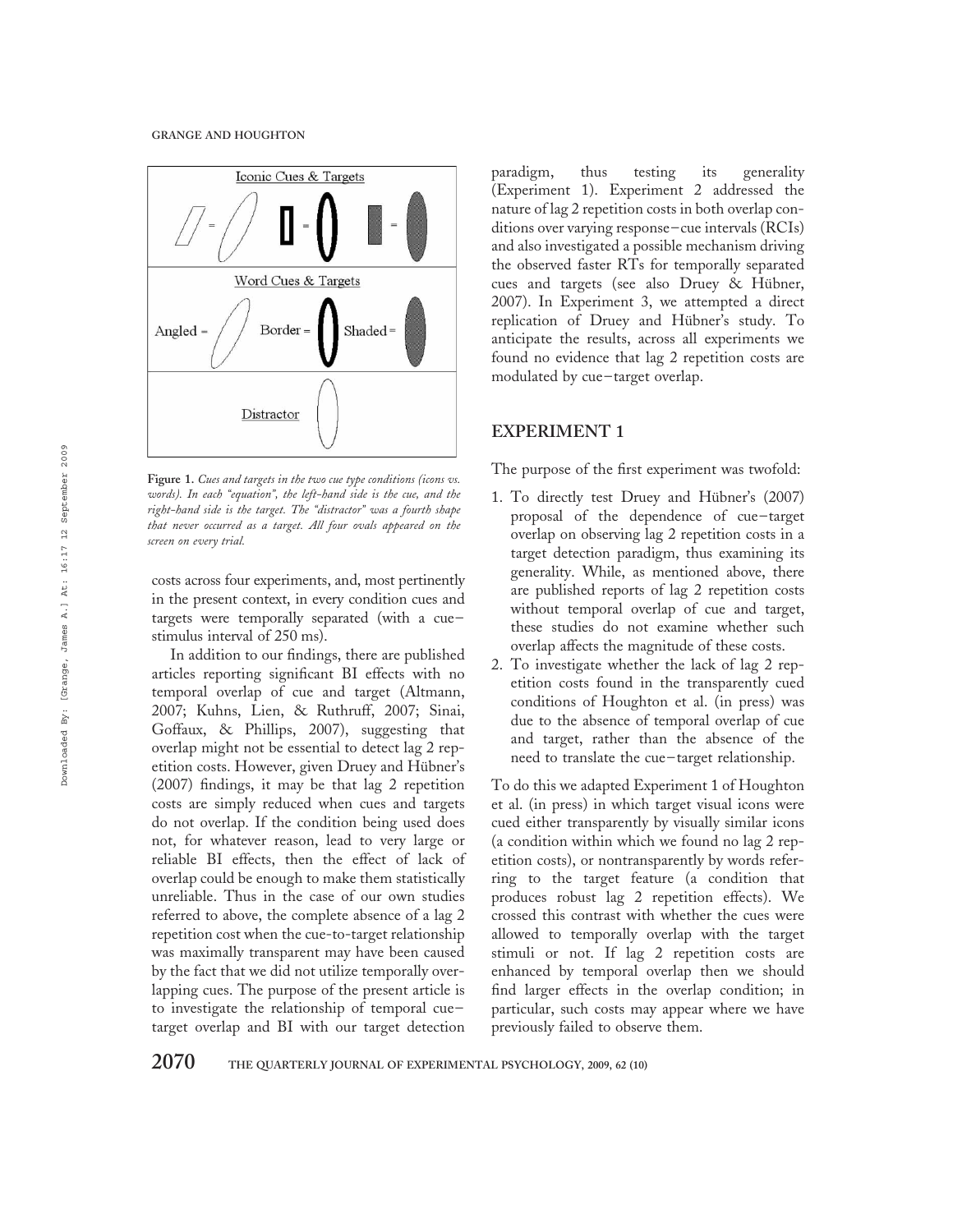Figure 1. *Cues and targets in the two cue type conditions (icons vs. words). In each "equation", the left-hand side is the cue, and the right-hand side is the target. The "distractor" was a fourth shape that never occurred as a target. All four ovals appeared on the screen on every trial.*

costs across four experiments, and, most pertinently in the present context, in every condition cues and targets were temporally separated (with a cue–stimulus interval of 250 ms).

In addition to our findings, there are published articles reporting significant BI effects with no temporal overlap of cue and target (Altmann, 2007; Kuhns, Lien, & Ruthruff, 2007; Sinai, Goffaux, & Phillips, 2007), suggesting that overlap might not be essential to detect lag 2 repetition costs. However, given Druey and Hübner's (2007) findings, it may be that lag 2 repetition costs are simply reduced when cues and targets do not overlap. If the condition being used does not, for whatever reason, lead to very large or reliable BI effects, then the effect of lack of overlap could be enough to make them statistically unreliable. Thus in the case of our own studies referred to above, the complete absence of a lag 2 repetition cost when the cue-to-target relationship was maximally transparent may have been caused by the fact that we did not utilize temporally overlapping cues. The purpose of the present article is to investigate the relationship of temporal cue–target overlap and BI with our target detection paradigm, thus testing its generality (Experiment 1). Experiment 2 addressed the nature of lag 2 repetition costs in both overlap conditions over varying response–cue intervals (RCIs) and also investigated a possible mechanism driving the observed faster RTs for temporally separated cues and targets (see also Druey & Hübner, 2007). In Experiment 3, we attempted a direct replication of Druey and Hübner's study. To anticipate the results, across all experiments we found no evidence that lag 2 repetition costs are modulated by cue–target overlap.

## EXPERIMENT 1

The purpose of the first experiment was twofold:

1. To directly test Druey and Hübner's (2007) proposal of the dependence of cue–target overlap on observing lag 2 repetition costs in a target detection paradigm, thus examining its generality. While, as mentioned above, there are published reports of lag 2 repetition costs without temporal overlap of cue and target, these studies do not examine whether such overlap affects the magnitude of these costs.
2. To investigate whether the lack of lag 2 repetition costs found in the transparently cued conditions of Houghton et al. (in press) was due to the absence of temporal overlap of cue and target, rather than the absence of the need to translate the cue–target relationship.

To do this we adapted Experiment 1 of Houghton et al. (in press) in which target visual icons were cued either transparently by visually similar icons (a condition within which we found no lag 2 repetition costs), or nontransparently by words referring to the target feature (a condition that produces robust lag 2 repetition effects). We crossed this contrast with whether the cues were allowed to temporally overlap with the target stimuli or not. If lag 2 repetition costs are enhanced by temporal overlap then we should find larger effects in the overlap condition; in particular, such costs may appear where we have previously failed to observe them.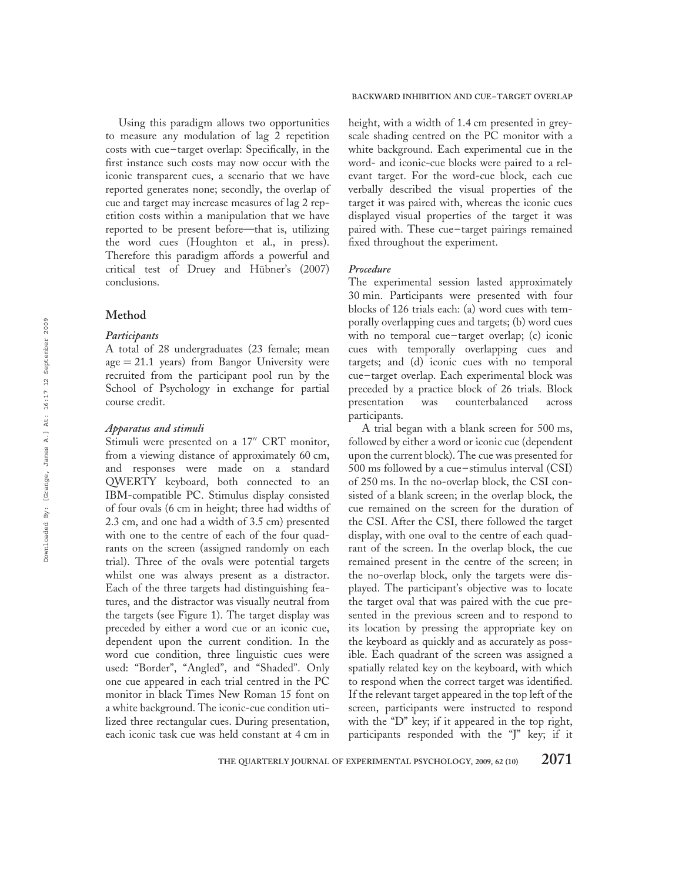Using this paradigm allows two opportunities to measure any modulation of lag 2 repetition costs with cue–target overlap: Specifically, in the first instance such costs may now occur with the iconic transparent cues, a scenario that we have reported generates none; secondly, the overlap of cue and target may increase measures of lag 2 repetition costs within a manipulation that we have reported to be present before—that is, utilizing the word cues (Houghton et al., in press). Therefore this paradigm affords a powerful and critical test of Druey and Hübner's (2007) conclusions.

## Method

### *Participants*

A total of 28 undergraduates (23 female; mean age = 21.1 years) from Bangor University were recruited from the participant pool run by the School of Psychology in exchange for partial course credit.

### *Apparatus and stimuli*

Stimuli were presented on a 17″ CRT monitor, from a viewing distance of approximately 60 cm, and responses were made on a standard QWERTY keyboard, both connected to an IBM-compatible PC. Stimulus display consisted of four ovals (6 cm in height; three had widths of 2.3 cm, and one had a width of 3.5 cm) presented with one to the centre of each of the four quadrants on the screen (assigned randomly on each trial). Three of the ovals were potential targets whilst one was always present as a distractor. Each of the three targets had distinguishing features, and the distractor was visually neutral from the targets (see Figure 1). The target display was preceded by either a word cue or an iconic cue, dependent upon the current condition. In the word cue condition, three linguistic cues were used: "Border", "Angled", and "Shaded". Only one cue appeared in each trial centred in the PC monitor in black Times New Roman 15 font on a white background. The iconic-cue condition utilized three rectangular cues. During presentation, each iconic task cue was held constant at 4 cm in height, with a width of 1.4 cm presented in greyscale shading centred on the PC monitor with a white background. Each experimental cue in the word- and iconic-cue blocks were paired to a relevant target. For the word-cue block, each cue verbally described the visual properties of the target it was paired with, whereas the iconic cues displayed visual properties of the target it was paired with. These cue–target pairings remained fixed throughout the experiment.

### *Procedure*

The experimental session lasted approximately 30 min. Participants were presented with four blocks of 126 trials each: (a) word cues with temporally overlapping cues and targets; (b) word cues with no temporal cue–target overlap; (c) iconic cues with temporally overlapping cues and targets; and (d) iconic cues with no temporal cue–target overlap. Each experimental block was preceded by a practice block of 26 trials. Block presentation was counterbalanced across participants.

A trial began with a blank screen for 500 ms, followed by either a word or iconic cue (dependent upon the current block). The cue was presented for 500 ms followed by a cue–stimulus interval (CSI) of 250 ms. In the no-overlap block, the CSI consisted of a blank screen; in the overlap block, the cue remained on the screen for the duration of the CSI. After the CSI, there followed the target display, with one oval to the centre of each quadrant of the screen. In the overlap block, the cue remained present in the centre of the screen; in the no-overlap block, only the targets were displayed. The participant's objective was to locate the target oval that was paired with the cue presented in the previous screen and to respond to its location by pressing the appropriate key on the keyboard as quickly and as accurately as possible. Each quadrant of the screen was assigned a spatially related key on the keyboard, with which to respond when the correct target was identified. If the relevant target appeared in the top left of the screen, participants were instructed to respond with the "D" key; if it appeared in the top right, participants responded with the "J" key; if it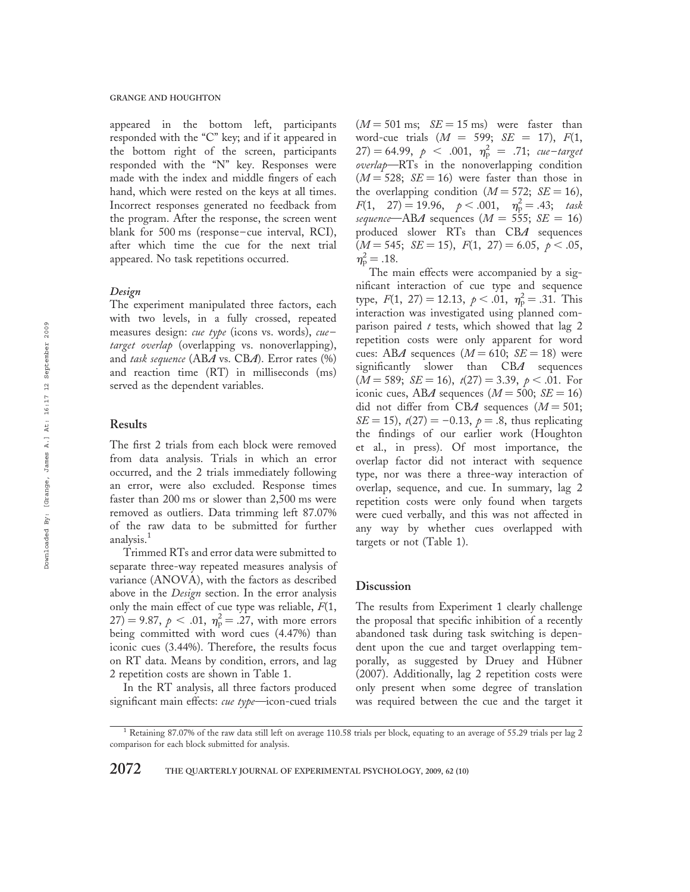appeared in the bottom left, participants responded with the "C" key; and if it appeared in the bottom right of the screen, participants responded with the "N" key. Responses were made with the index and middle fingers of each hand, which were rested on the keys at all times. Incorrect responses generated no feedback from the program. After the response, the screen went blank for 500 ms (response–cue interval, RCI), after which time the cue for the next trial appeared. No task repetitions occurred.

### *Design*

The experiment manipulated three factors, each with two levels, in a fully crossed, repeated measures design: *cue type* (icons vs. words), *cue–target overlap* (overlapping vs. nonoverlapping), and *task sequence* (AB*A* vs. CB*A*). Error rates (%) and reaction time (RT) in milliseconds (ms) served as the dependent variables.

## Results

The first 2 trials from each block were removed from data analysis. Trials in which an error occurred, and the 2 trials immediately following an error, were also excluded. Response times faster than 200 ms or slower than 2,500 ms were removed as outliers. Data trimming left 87.07% of the raw data to be submitted for further analysis.[1]

Trimmed RTs and error data were submitted to separate three-way repeated measures analysis of variance (ANOVA), with the factors as described above in the *Design* section. In the error analysis only the main effect of cue type was reliable, $F(1, 27) = 9.87$, $p < .01$, $\eta_p^2 = .27$, with more errors being committed with word cues (4.47%) than iconic cues (3.44%). Therefore, the results focus on RT data. Means by condition, errors, and lag 2 repetition costs are shown in Table 1.

In the RT analysis, all three factors produced significant main effects: *cue type*—icon-cued trials ($M = 501$ ms; $SE = 15$ ms) were faster than word-cue trials ($M = 599$; $SE = 17$), $F(1, 27) = 64.99$, $p < .001$, $\eta_p^2 = .71$; *cue–target overlap*—RTs in the nonoverlapping condition ($M = 528$; $SE = 16$) were faster than those in the overlapping condition ($M = 572$; $SE = 16$), $F(1, 27) = 19.96$, $p < .001$, $\eta_p^2 = .43$; *task sequence*—AB*A* sequences ($M = 555$; $SE = 16$) produced slower RTs than CB*A* sequences ($M = 545$; $SE = 15$), $F(1, 27) = 6.05$, $p < .05$, $\eta_p^2 = .18$.

The main effects were accompanied by a significant interaction of cue type and sequence type, $F(1, 27) = 12.13$, $p < .01$, $\eta_p^2 = .31$. This interaction was investigated using planned comparison paired $t$ tests, which showed that lag 2 repetition costs were only apparent for word cues: AB*A* sequences ($M = 610$; $SE = 18$) were significantly slower than CB*A* sequences ($M = 589$; $SE = 16$), $t(27) = 3.39$, $p < .01$. For iconic cues, AB*A* sequences ($M = 500$; $SE = 16$) did not differ from CB*A* sequences ($M = 501$; $SE = 15$), $t(27) = -0.13$, $p = .8$, thus replicating the findings of our earlier work (Houghton et al., in press). Of most importance, the overlap factor did not interact with sequence type, nor was there a three-way interaction of overlap, sequence, and cue. In summary, lag 2 repetition costs were only found when targets were cued verbally, and this was not affected in any way by whether cues overlapped with targets or not (Table 1).

## Discussion

The results from Experiment 1 clearly challenge the proposal that specific inhibition of a recently abandoned task during task switching is dependent upon the cue and target overlapping temporally, as suggested by Druey and Hübner (2007). Additionally, lag 2 repetition costs were only present when some degree of translation was required between the cue and the target it

[1] Retaining 87.07% of the raw data still left on average 110.58 trials per block, equating to an average of 55.29 trials per lag 2 comparison for each block submitted for analysis.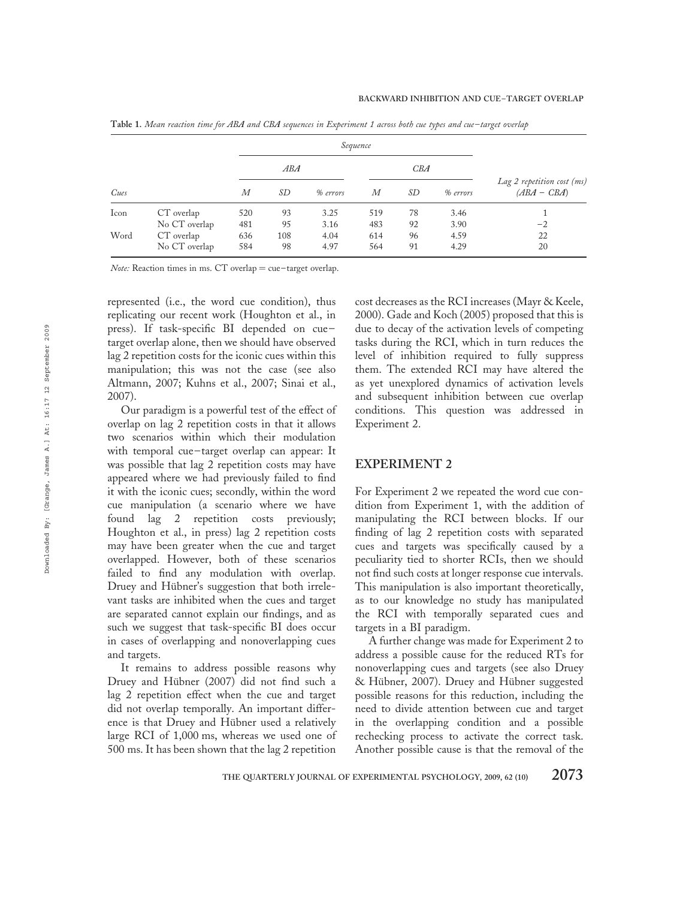**Table 1.** *Mean reaction time for ABA and CBA sequences in Experiment 1 across both cue types and cue–target overlap*

| | | *Sequence* | | | | | | |
|---|---|---|---|---|---|---|---|---|
| | | *ABA* | | | *CBA* | | | |
| *Cues* | | *M* | *SD* | *% errors* | *M* | *SD* | *% errors* | *Lag 2 repetition cost (ms) (ABA − CBA)* |
| Icon | CT overlap | 520 | 93 | 3.25 | 519 | 78 | 3.46 | 1 |
| | No CT overlap | 481 | 95 | 3.16 | 483 | 92 | 3.90 | −2 |
| Word | CT overlap | 636 | 108 | 4.04 | 614 | 96 | 4.59 | 22 |
| | No CT overlap | 584 | 98 | 4.97 | 564 | 91 | 4.29 | 20 |

*Note:* Reaction times in ms. CT overlap = cue–target overlap.

represented (i.e., the word cue condition), thus replicating our recent work (Houghton et al., in press). If task-specific BI depended on cue–target overlap alone, then we should have observed lag 2 repetition costs for the iconic cues within this manipulation; this was not the case (see also Altmann, 2007; Kuhns et al., 2007; Sinai et al., 2007).

Our paradigm is a powerful test of the effect of overlap on lag 2 repetition costs in that it allows two scenarios within which their modulation with temporal cue–target overlap can appear: It was possible that lag 2 repetition costs may have appeared where we had previously failed to find it with the iconic cues; secondly, within the word cue manipulation (a scenario where we have found lag 2 repetition costs previously; Houghton et al., in press) lag 2 repetition costs may have been greater when the cue and target overlapped. However, both of these scenarios failed to find any modulation with overlap. Druey and Hübner's suggestion that both irrelevant tasks are inhibited when the cues and target are separated cannot explain our findings, and as such we suggest that task-specific BI does occur in cases of overlapping and nonoverlapping cues and targets.

It remains to address possible reasons why Druey and Hübner (2007) did not find such a lag 2 repetition effect when the cue and target did not overlap temporally. An important difference is that Druey and Hübner used a relatively large RCI of 1,000 ms, whereas we used one of 500 ms. It has been shown that the lag 2 repetition cost decreases as the RCI increases (Mayr & Keele, 2000). Gade and Koch (2005) proposed that this is due to decay of the activation levels of competing tasks during the RCI, which in turn reduces the level of inhibition required to fully suppress them. The extended RCI may have altered the as yet unexplored dynamics of activation levels and subsequent inhibition between cue overlap conditions. This question was addressed in Experiment 2.

## EXPERIMENT 2

For Experiment 2 we repeated the word cue condition from Experiment 1, with the addition of manipulating the RCI between blocks. If our finding of lag 2 repetition costs with separated cues and targets was specifically caused by a peculiarity tied to shorter RCIs, then we should not find such costs at longer response cue intervals. This manipulation is also important theoretically, as to our knowledge no study has manipulated the RCI with temporally separated cues and targets in a BI paradigm.

A further change was made for Experiment 2 to address a possible cause for the reduced RTs for nonoverlapping cues and targets (see also Druey & Hübner, 2007). Druey and Hübner suggested possible reasons for this reduction, including the need to divide attention between cue and target in the overlapping condition and a possible rechecking process to activate the correct task. Another possible cause is that the removal of the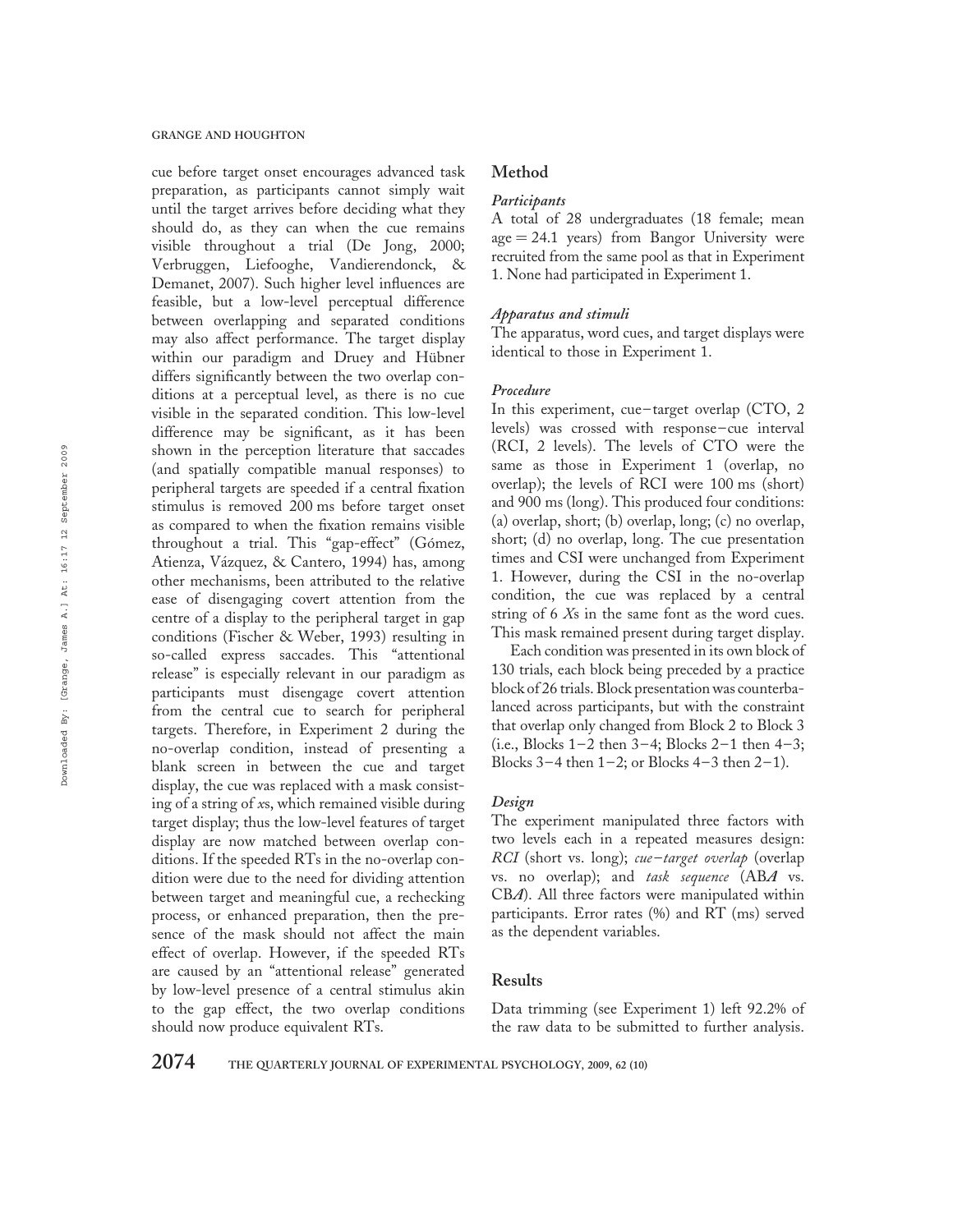cue before target onset encourages advanced task preparation, as participants cannot simply wait until the target arrives before deciding what they should do, as they can when the cue remains visible throughout a trial (De Jong, 2000; Verbruggen, Liefooghe, Vandierendonck, & Demanet, 2007). Such higher level influences are feasible, but a low-level perceptual difference between overlapping and separated conditions may also affect performance. The target display within our paradigm and Druey and Hübner differs significantly between the two overlap conditions at a perceptual level, as there is no cue visible in the separated condition. This low-level difference may be significant, as it has been shown in the perception literature that saccades (and spatially compatible manual responses) to peripheral targets are speeded if a central fixation stimulus is removed 200 ms before target onset as compared to when the fixation remains visible throughout a trial. This "gap-effect" (Gómez, Atienza, Vázquez, & Cantero, 1994) has, among other mechanisms, been attributed to the relative ease of disengaging covert attention from the centre of a display to the peripheral target in gap conditions (Fischer & Weber, 1993) resulting in so-called express saccades. This "attentional release" is especially relevant in our paradigm as participants must disengage covert attention from the central cue to search for peripheral targets. Therefore, in Experiment 2 during the no-overlap condition, instead of presenting a blank screen in between the cue and target display, the cue was replaced with a mask consisting of a string of *x*s, which remained visible during target display; thus the low-level features of target display are now matched between overlap conditions. If the speeded RTs in the no-overlap condition were due to the need for dividing attention between target and meaningful cue, a rechecking process, or enhanced preparation, then the presence of the mask should not affect the main effect of overlap. However, if the speeded RTs are caused by an "attentional release" generated by low-level presence of a central stimulus akin to the gap effect, the two overlap conditions should now produce equivalent RTs.

## Method

### *Participants*

A total of 28 undergraduates (18 female; mean age = 24.1 years) from Bangor University were recruited from the same pool as that in Experiment 1. None had participated in Experiment 1.

### *Apparatus and stimuli*

The apparatus, word cues, and target displays were identical to those in Experiment 1.

### *Procedure*

In this experiment, cue–target overlap (CTO, 2 levels) was crossed with response–cue interval (RCI, 2 levels). The levels of CTO were the same as those in Experiment 1 (overlap, no overlap); the levels of RCI were 100 ms (short) and 900 ms (long). This produced four conditions: (a) overlap, short; (b) overlap, long; (c) no overlap, short; (d) no overlap, long. The cue presentation times and CSI were unchanged from Experiment 1. However, during the CSI in the no-overlap condition, the cue was replaced by a central string of 6 *X*s in the same font as the word cues. This mask remained present during target display.

Each condition was presented in its own block of 130 trials, each block being preceded by a practice block of 26 trials. Block presentation was counterbalanced across participants, but with the constraint that overlap only changed from Block 2 to Block 3 (i.e., Blocks 1–2 then 3–4; Blocks 2–1 then 4–3; Blocks 3–4 then 1–2; or Blocks 4–3 then 2–1).

### *Design*

The experiment manipulated three factors with two levels each in a repeated measures design: *RCI* (short vs. long); *cue–target overlap* (overlap vs. no overlap); and *task sequence* (AB*A* vs. CB*A*). All three factors were manipulated within participants. Error rates (%) and RT (ms) served as the dependent variables.

## Results

Data trimming (see Experiment 1) left 92.2% of the raw data to be submitted to further analysis.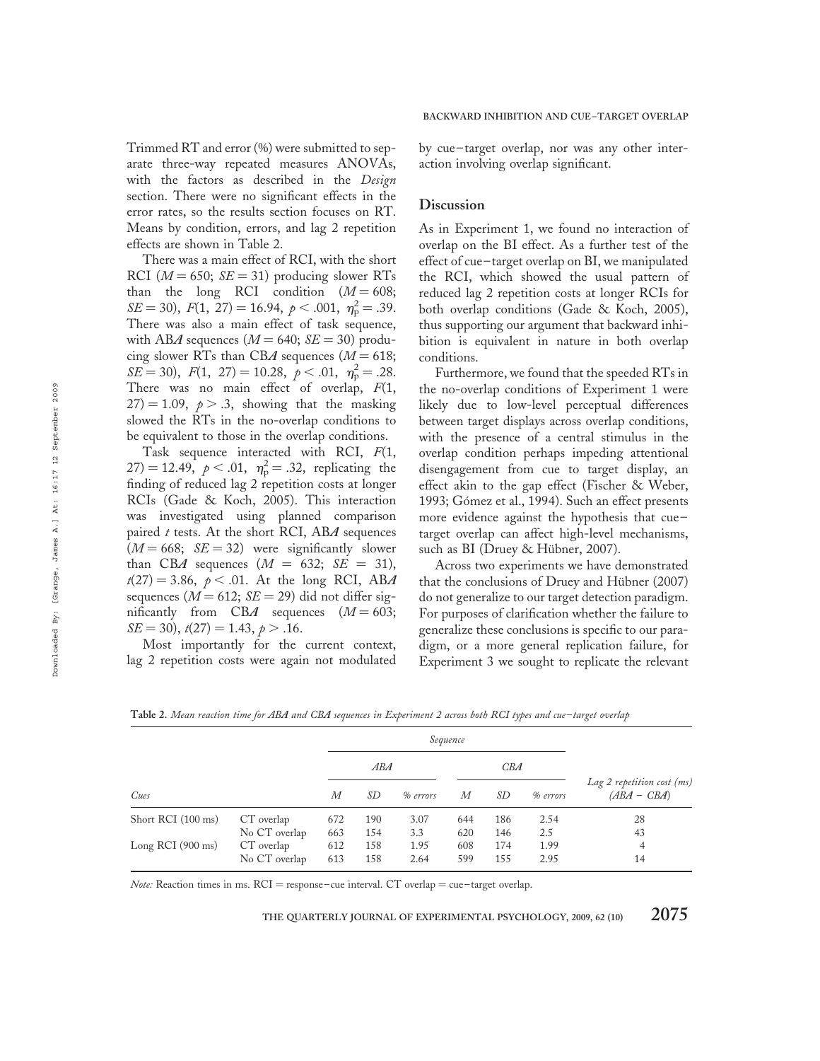Trimmed RT and error (%) were submitted to separate three-way repeated measures ANOVAs, with the factors as described in the *Design* section. There were no significant effects in the error rates, so the results section focuses on RT. Means by condition, errors, and lag 2 repetition effects are shown in Table 2.

There was a main effect of RCI, with the short RCI ($M = 650$; $SE = 31$) producing slower RTs than the long RCI condition ($M = 608$; $SE = 30$), $F(1,\ 27) = 16.94$, $p < .001$, $\eta_p^2 = .39$. There was also a main effect of task sequence, with AB*A* sequences ($M = 640$; $SE = 30$) producing slower RTs than CB*A* sequences ($M = 618$; $SE = 30$), $F(1,\ 27) = 10.28$, $p < .01$, $\eta_p^2 = .28$. There was no main effect of overlap, $F(1,\ 27) = 1.09$, $p > .3$, showing that the masking slowed the RTs in the no-overlap conditions to be equivalent to those in the overlap conditions.

Task sequence interacted with RCI, $F(1,\ 27) = 12.49$, $p < .01$, $\eta_p^2 = .32$, replicating the finding of reduced lag 2 repetition costs at longer RCIs (Gade & Koch, 2005). This interaction was investigated using planned comparison paired *t* tests. At the short RCI, AB*A* sequences ($M = 668$; $SE = 32$) were significantly slower than CB*A* sequences ($M = 632$; $SE = 31$), $t(27) = 3.86$, $p < .01$. At the long RCI, AB*A* sequences ($M = 612$; $SE = 29$) did not differ significantly from CB*A* sequences ($M = 603$; $SE = 30$), $t(27) = 1.43$, $p > .16$.

Most importantly for the current context, lag 2 repetition costs were again not modulated by cue–target overlap, nor was any other interaction involving overlap significant.

## Discussion

As in Experiment 1, we found no interaction of overlap on the BI effect. As a further test of the effect of cue–target overlap on BI, we manipulated the RCI, which showed the usual pattern of reduced lag 2 repetition costs at longer RCIs for both overlap conditions (Gade & Koch, 2005), thus supporting our argument that backward inhibition is equivalent in nature in both overlap conditions.

Furthermore, we found that the speeded RTs in the no-overlap conditions of Experiment 1 were likely due to low-level perceptual differences between target displays across overlap conditions, with the presence of a central stimulus in the overlap condition perhaps impeding attentional disengagement from cue to target display, an effect akin to the gap effect (Fischer & Weber, 1993; Gómez et al., 1994). Such an effect presents more evidence against the hypothesis that cue–target overlap can affect high-level mechanisms, such as BI (Druey & Hübner, 2007).

Across two experiments we have demonstrated that the conclusions of Druey and Hübner (2007) do not generalize to our target detection paradigm. For purposes of clarification whether the failure to generalize these conclusions is specific to our paradigm, or a more general replication failure, for Experiment 3 we sought to replicate the relevant

**Table 2.** *Mean reaction time for ABA and CBA sequences in Experiment 2 across both RCI types and cue–target overlap*

| | | *Sequence* | | | | | | |
|---|---|---|---|---|---|---|---|---|
| | | *ABA* | | | *CBA* | | | |
| *Cues* | | *M* | *SD* | *% errors* | *M* | *SD* | *% errors* | *Lag 2 repetition cost (ms) (ABA − CBA)* |
| Short RCI (100 ms) | CT overlap | 672 | 190 | 3.07 | 644 | 186 | 2.54 | 28 |
| | No CT overlap | 663 | 154 | 3.3 | 620 | 146 | 2.5 | 43 |
| Long RCI (900 ms) | CT overlap | 612 | 158 | 1.95 | 608 | 174 | 1.99 | 4 |
| | No CT overlap | 613 | 158 | 2.64 | 599 | 155 | 2.95 | 14 |

*Note:* Reaction times in ms. RCI = response–cue interval. CT overlap = cue–target overlap.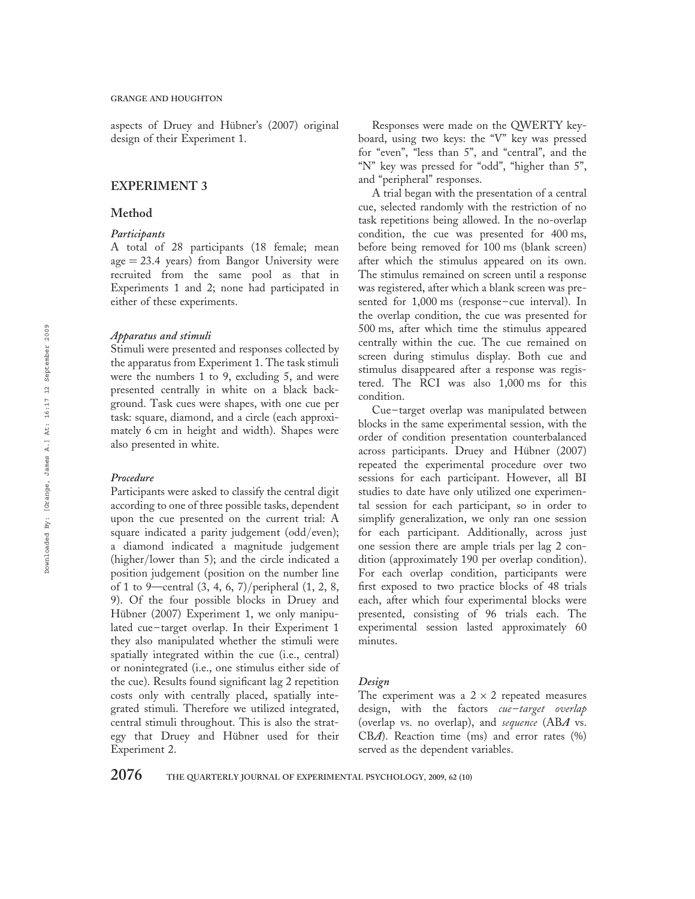aspects of Druey and Hübner's (2007) original design of their Experiment 1.

## EXPERIMENT 3

### Method

#### *Participants*

A total of 28 participants (18 female; mean age = 23.4 years) from Bangor University were recruited from the same pool as that in Experiments 1 and 2; none had participated in either of these experiments.

#### *Apparatus and stimuli*

Stimuli were presented and responses collected by the apparatus from Experiment 1. The task stimuli were the numbers 1 to 9, excluding 5, and were presented centrally in white on a black background. Task cues were shapes, with one cue per task: square, diamond, and a circle (each approximately 6 cm in height and width). Shapes were also presented in white.

#### *Procedure*

Participants were asked to classify the central digit according to one of three possible tasks, dependent upon the cue presented on the current trial: A square indicated a parity judgement (odd/even); a diamond indicated a magnitude judgement (higher/lower than 5); and the circle indicated a position judgement (position on the number line of 1 to 9—central (3, 4, 6, 7)/peripheral (1, 2, 8, 9). Of the four possible blocks in Druey and Hübner (2007) Experiment 1, we only manipulated cue–target overlap. In their Experiment 1 they also manipulated whether the stimuli were spatially integrated within the cue (i.e., central) or nonintegrated (i.e., one stimulus either side of the cue). Results found significant lag 2 repetition costs only with centrally placed, spatially integrated stimuli. Therefore we utilized integrated, central stimuli throughout. This is also the strategy that Druey and Hübner used for their Experiment 2.

Responses were made on the QWERTY keyboard, using two keys: the "V" key was pressed for "even", "less than 5", and "central", and the "N" key was pressed for "odd", "higher than 5", and "peripheral" responses.

A trial began with the presentation of a central cue, selected randomly with the restriction of no task repetitions being allowed. In the no-overlap condition, the cue was presented for 400 ms, before being removed for 100 ms (blank screen) after which the stimulus appeared on its own. The stimulus remained on screen until a response was registered, after which a blank screen was presented for 1,000 ms (response–cue interval). In the overlap condition, the cue was presented for 500 ms, after which time the stimulus appeared centrally within the cue. The cue remained on screen during stimulus display. Both cue and stimulus disappeared after a response was registered. The RCI was also 1,000 ms for this condition.

Cue–target overlap was manipulated between blocks in the same experimental session, with the order of condition presentation counterbalanced across participants. Druey and Hübner (2007) repeated the experimental procedure over two sessions for each participant. However, all BI studies to date have only utilized one experimental session for each participant, so in order to simplify generalization, we only ran one session for each participant. Additionally, across just one session there are ample trials per lag 2 condition (approximately 190 per overlap condition). For each overlap condition, participants were first exposed to two practice blocks of 48 trials each, after which four experimental blocks were presented, consisting of 96 trials each. The experimental session lasted approximately 60 minutes.

#### *Design*

The experiment was a 2 × 2 repeated measures design, with the factors *cue–target overlap* (overlap vs. no overlap), and *sequence* (AB*A* vs. CB*A*). Reaction time (ms) and error rates (%) served as the dependent variables.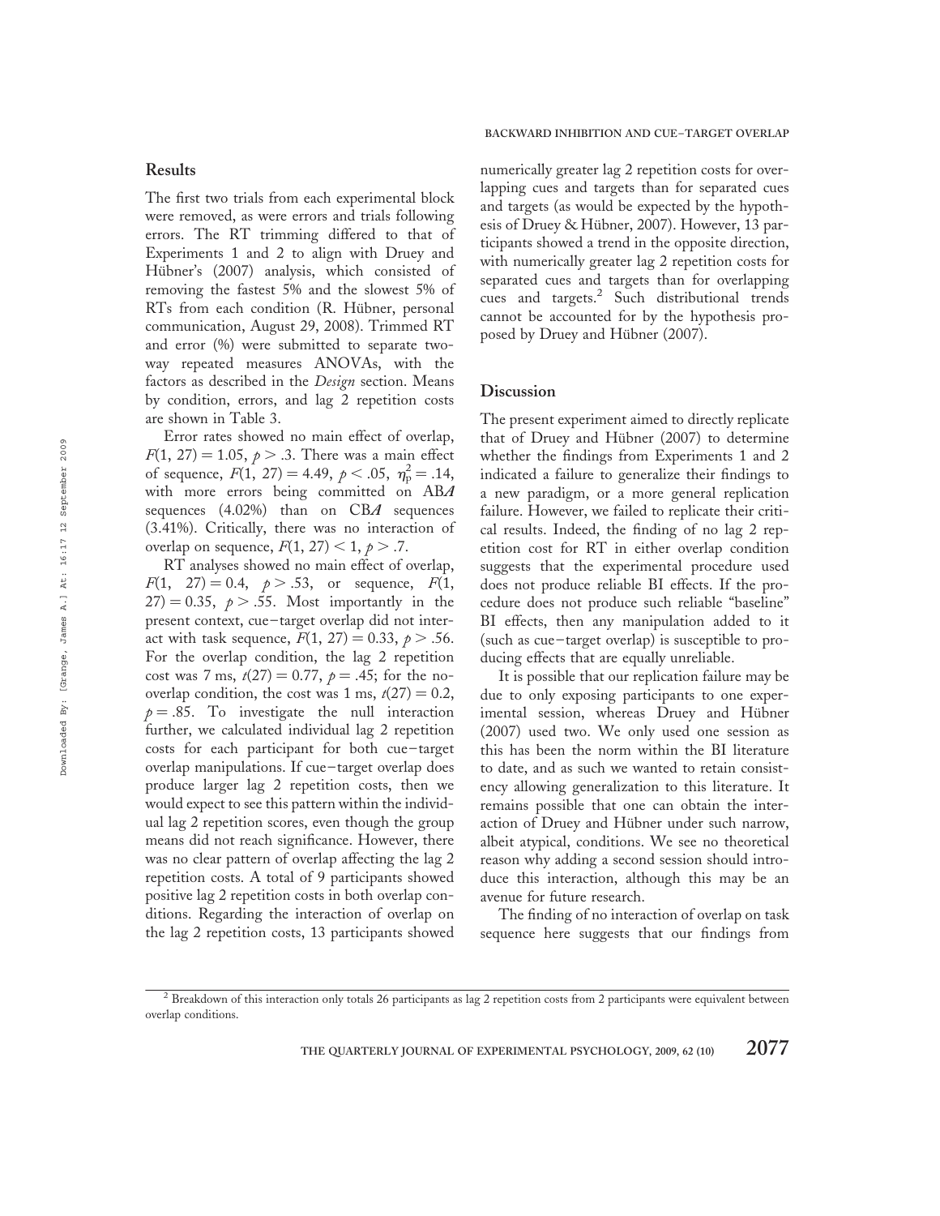## Results

The first two trials from each experimental block were removed, as were errors and trials following errors. The RT trimming differed to that of Experiments 1 and 2 to align with Druey and Hübner's (2007) analysis, which consisted of removing the fastest 5% and the slowest 5% of RTs from each condition (R. Hübner, personal communication, August 29, 2008). Trimmed RT and error (%) were submitted to separate two-way repeated measures ANOVAs, with the factors as described in the *Design* section. Means by condition, errors, and lag 2 repetition costs are shown in Table 3.

Error rates showed no main effect of overlap, $F(1, 27) = 1.05$, $p > .3$. There was a main effect of sequence, $F(1, 27) = 4.49$, $p < .05$, $\eta_p^2 = .14$, with more errors being committed on AB*A* sequences (4.02%) than on CB*A* sequences (3.41%). Critically, there was no interaction of overlap on sequence, $F(1, 27) < 1$, $p > .7$.

RT analyses showed no main effect of overlap, $F(1, 27) = 0.4$, $p > .53$, or sequence, $F(1, 27) = 0.35$, $p > .55$. Most importantly in the present context, cue–target overlap did not interact with task sequence, $F(1, 27) = 0.33$, $p > .56$. For the overlap condition, the lag 2 repetition cost was 7 ms, $t(27) = 0.77$, $p = .45$; for the no-overlap condition, the cost was 1 ms, $t(27) = 0.2$, $p = .85$. To investigate the null interaction further, we calculated individual lag 2 repetition costs for each participant for both cue–target overlap manipulations. If cue–target overlap does produce larger lag 2 repetition costs, then we would expect to see this pattern within the individual lag 2 repetition scores, even though the group means did not reach significance. However, there was no clear pattern of overlap affecting the lag 2 repetition costs. A total of 9 participants showed positive lag 2 repetition costs in both overlap conditions. Regarding the interaction of overlap on the lag 2 repetition costs, 13 participants showed numerically greater lag 2 repetition costs for overlapping cues and targets than for separated cues and targets (as would be expected by the hypothesis of Druey & Hübner, 2007). However, 13 participants showed a trend in the opposite direction, with numerically greater lag 2 repetition costs for separated cues and targets than for overlapping cues and targets.[2] Such distributional trends cannot be accounted for by the hypothesis proposed by Druey and Hübner (2007).

## Discussion

The present experiment aimed to directly replicate that of Druey and Hübner (2007) to determine whether the findings from Experiments 1 and 2 indicated a failure to generalize their findings to a new paradigm, or a more general replication failure. However, we failed to replicate their critical results. Indeed, the finding of no lag 2 repetition cost for RT in either overlap condition suggests that the experimental procedure used does not produce reliable BI effects. If the procedure does not produce such reliable "baseline" BI effects, then any manipulation added to it (such as cue–target overlap) is susceptible to producing effects that are equally unreliable.

It is possible that our replication failure may be due to only exposing participants to one experimental session, whereas Druey and Hübner (2007) used two. We only used one session as this has been the norm within the BI literature to date, and as such we wanted to retain consistency allowing generalization to this literature. It remains possible that one can obtain the interaction of Druey and Hübner under such narrow, albeit atypical, conditions. We see no theoretical reason why adding a second session should introduce this interaction, although this may be an avenue for future research.

The finding of no interaction of overlap on task sequence here suggests that our findings from

[2] Breakdown of this interaction only totals 26 participants as lag 2 repetition costs from 2 participants were equivalent between overlap conditions.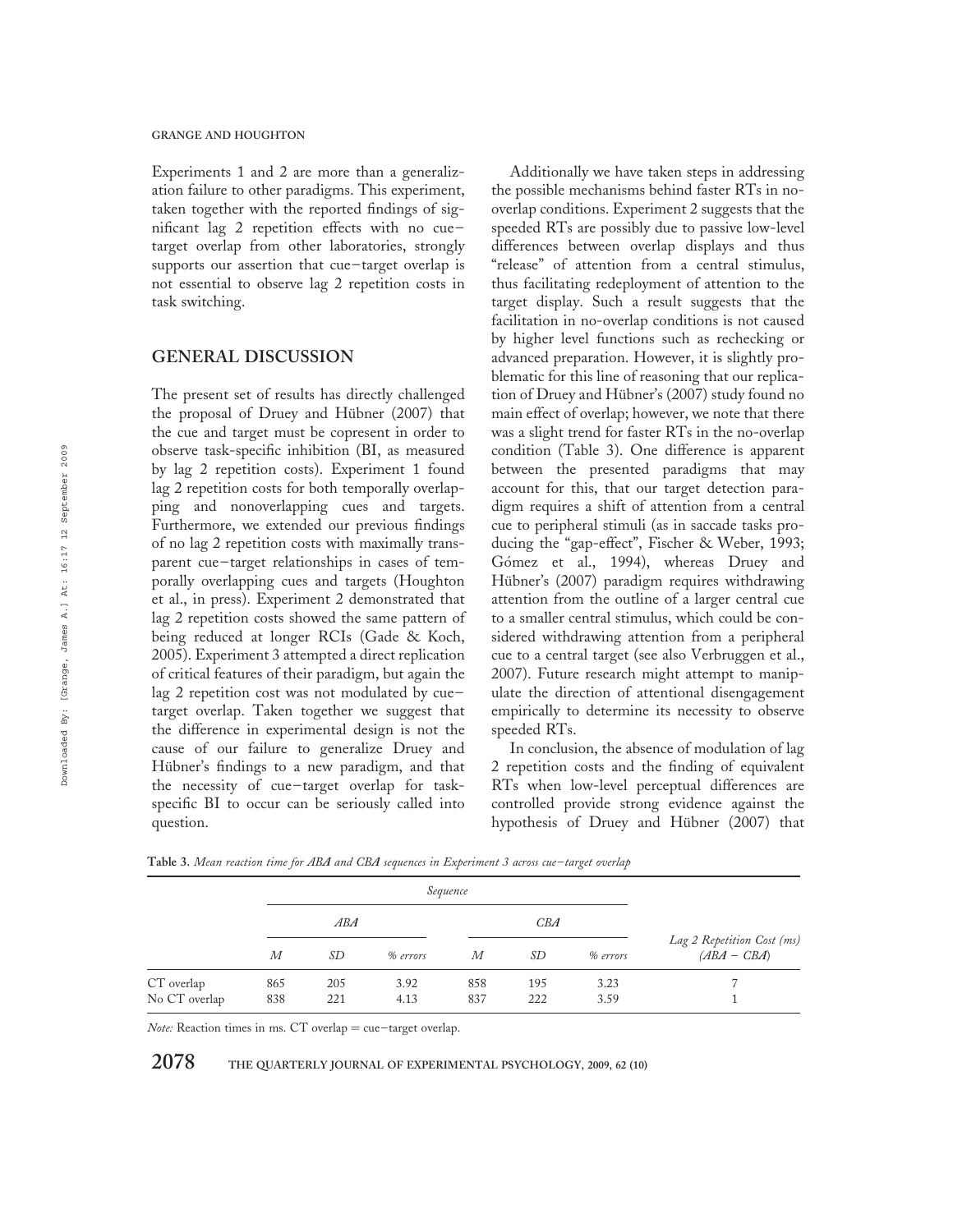Experiments 1 and 2 are more than a generalization failure to other paradigms. This experiment, taken together with the reported findings of significant lag 2 repetition effects with no cue–target overlap from other laboratories, strongly supports our assertion that cue–target overlap is not essential to observe lag 2 repetition costs in task switching.

## GENERAL DISCUSSION

The present set of results has directly challenged the proposal of Druey and Hübner (2007) that the cue and target must be copresent in order to observe task-specific inhibition (BI, as measured by lag 2 repetition costs). Experiment 1 found lag 2 repetition costs for both temporally overlapping and nonoverlapping cues and targets. Furthermore, we extended our previous findings of no lag 2 repetition costs with maximally transparent cue–target relationships in cases of temporally overlapping cues and targets (Houghton et al., in press). Experiment 2 demonstrated that lag 2 repetition costs showed the same pattern of being reduced at longer RCIs (Gade & Koch, 2005). Experiment 3 attempted a direct replication of critical features of their paradigm, but again the lag 2 repetition cost was not modulated by cue–target overlap. Taken together we suggest that the difference in experimental design is not the cause of our failure to generalize Druey and Hübner's findings to a new paradigm, and that the necessity of cue–target overlap for task-specific BI to occur can be seriously called into question.

Additionally we have taken steps in addressing the possible mechanisms behind faster RTs in no-overlap conditions. Experiment 2 suggests that the speeded RTs are possibly due to passive low-level differences between overlap displays and thus "release" of attention from a central stimulus, thus facilitating redeployment of attention to the target display. Such a result suggests that the facilitation in no-overlap conditions is not caused by higher level functions such as rechecking or advanced preparation. However, it is slightly problematic for this line of reasoning that our replication of Druey and Hübner's (2007) study found no main effect of overlap; however, we note that there was a slight trend for faster RTs in the no-overlap condition (Table 3). One difference is apparent between the presented paradigms that may account for this, that our target detection paradigm requires a shift of attention from a central cue to peripheral stimuli (as in saccade tasks producing the "gap-effect", Fischer & Weber, 1993; Gómez et al., 1994), whereas Druey and Hübner's (2007) paradigm requires withdrawing attention from the outline of a larger central cue to a smaller central stimulus, which could be considered withdrawing attention from a peripheral cue to a central target (see also Verbruggen et al., 2007). Future research might attempt to manipulate the direction of attentional disengagement empirically to determine its necessity to observe speeded RTs.

In conclusion, the absence of modulation of lag 2 repetition costs and the finding of equivalent RTs when low-level perceptual differences are controlled provide strong evidence against the hypothesis of Druey and Hübner (2007) that

**Table 3.** *Mean reaction time for ABA and CBA sequences in Experiment 3 across cue–target overlap*

| | *Sequence* | | | | | | |
|---|---|---|---|---|---|---|---|
| | *ABA* | | | *CBA* | | | |
| | *M* | *SD* | *% errors* | *M* | *SD* | *% errors* | *Lag 2 Repetition Cost (ms) (ABA − CBA)* |
| CT overlap | 865 | 205 | 3.92 | 858 | 195 | 3.23 | 7 |
| No CT overlap | 838 | 221 | 4.13 | 837 | 222 | 3.59 | 1 |

*Note:* Reaction times in ms. CT overlap = cue–target overlap.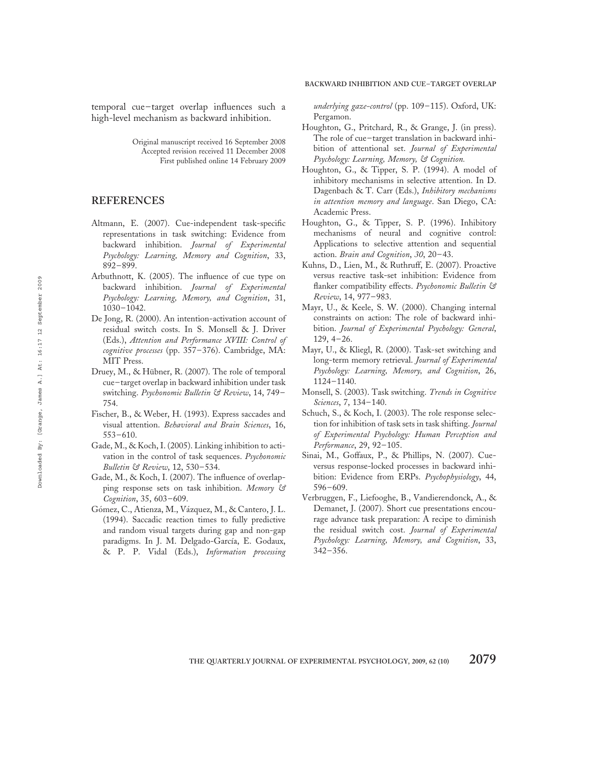temporal cue–target overlap influences such a high-level mechanism as backward inhibition.

Original manuscript received 16 September 2008
Accepted revision received 11 December 2008
First published online 14 February 2009

## REFERENCES

Altmann, E. (2007). Cue-independent task-specific representations in task switching: Evidence from backward inhibition. *Journal of Experimental Psychology: Learning, Memory and Cognition*, 33, 892–899.

Arbuthnott, K. (2005). The influence of cue type on backward inhibition. *Journal of Experimental Psychology: Learning, Memory, and Cognition*, 31, 1030–1042.

De Jong, R. (2000). An intention-activation account of residual switch costs. In S. Monsell & J. Driver (Eds.), *Attention and Performance XVIII: Control of cognitive processes* (pp. 357–376). Cambridge, MA: MIT Press.

Druey, M., & Hübner, R. (2007). The role of temporal cue–target overlap in backward inhibition under task switching. *Psychonomic Bulletin & Review*, 14, 749–754.

Fischer, B., & Weber, H. (1993). Express saccades and visual attention. *Behavioral and Brain Sciences*, 16, 553–610.

Gade, M., & Koch, I. (2005). Linking inhibition to activation in the control of task sequences. *Psychonomic Bulletin & Review*, 12, 530–534.

Gade, M., & Koch, I. (2007). The influence of overlapping response sets on task inhibition. *Memory & Cognition*, 35, 603–609.

Gómez, C., Atienza, M., Vázquez, M., & Cantero, J. L. (1994). Saccadic reaction times to fully predictive and random visual targets during gap and non-gap paradigms. In J. M. Delgado-García, E. Godaux, & P. P. Vidal (Eds.), *Information processing underlying gaze-control* (pp. 109–115). Oxford, UK: Pergamon.

Houghton, G., Pritchard, R., & Grange, J. (in press). The role of cue–target translation in backward inhibition of attentional set. *Journal of Experimental Psychology: Learning, Memory, & Cognition.*

Houghton, G., & Tipper, S. P. (1994). A model of inhibitory mechanisms in selective attention. In D. Dagenbach & T. Carr (Eds.), *Inhibitory mechanisms in attention memory and language*. San Diego, CA: Academic Press.

Houghton, G., & Tipper, S. P. (1996). Inhibitory mechanisms of neural and cognitive control: Applications to selective attention and sequential action. *Brain and Cognition*, *30*, 20–43.

Kuhns, D., Lien, M., & Ruthruff, E. (2007). Proactive versus reactive task-set inhibition: Evidence from flanker compatibility effects. *Psychonomic Bulletin & Review*, 14, 977–983.

Mayr, U., & Keele, S. W. (2000). Changing internal constraints on action: The role of backward inhibition. *Journal of Experimental Psychology: General*, 129, 4–26.

Mayr, U., & Kliegl, R. (2000). Task-set switching and long-term memory retrieval. *Journal of Experimental Psychology: Learning, Memory, and Cognition*, 26, 1124–1140.

Monsell, S. (2003). Task switching. *Trends in Cognitive Sciences*, 7, 134–140.

Schuch, S., & Koch, I. (2003). The role response selection for inhibition of task sets in task shifting. *Journal of Experimental Psychology: Human Perception and Performance*, 29, 92–105.

Sinai, M., Goffaux, P., & Phillips, N. (2007). Cue-versus response-locked processes in backward inhibition: Evidence from ERPs. *Psychophysiology*, 44, 596–609.

Verbruggen, F., Liefooghe, B., Vandierendonck, A., & Demanet, J. (2007). Short cue presentations encourage advance task preparation: A recipe to diminish the residual switch cost. *Journal of Experimental Psychology: Learning, Memory, and Cognition*, 33, 342–356.